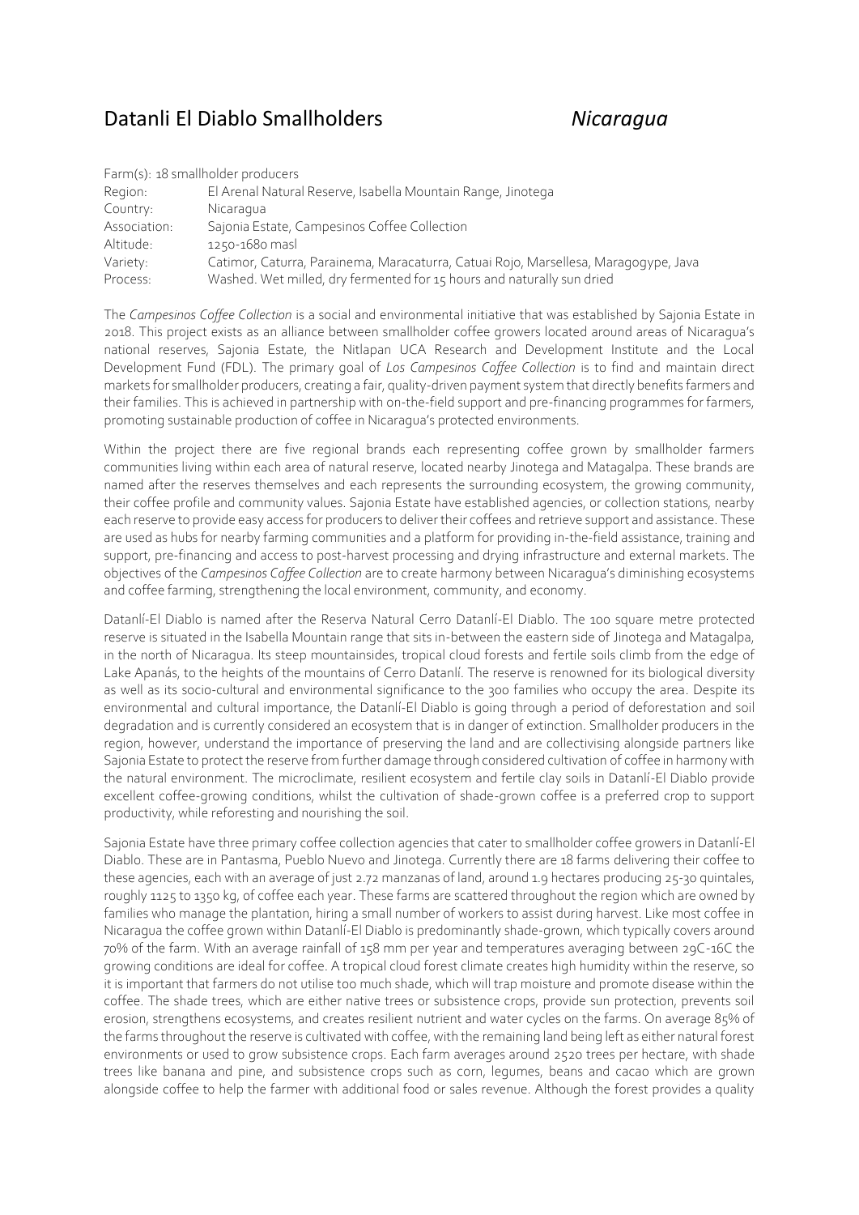# Datanli El Diablo Smallholders *Nicaragua*

Farm(s): 18 smallholder producers

| | |
|---|---|
| Region: | El Arenal Natural Reserve, Isabella Mountain Range, Jinotega |
| Country: | Nicaragua |
| Association: | Sajonia Estate, Campesinos Coffee Collection |
| Altitude: | 1250-1680 masl |
| Variety: | Catimor, Caturra, Parainema, Maracaturra, Catuai Rojo, Marsellesa, Maragogype, Java |
| Process: | Washed. Wet milled, dry fermented for 15 hours and naturally sun dried |

The *Campesinos Coffee Collection* is a social and environmental initiative that was established by Sajonia Estate in 2018. This project exists as an alliance between smallholder coffee growers located around areas of Nicaragua's national reserves, Sajonia Estate, the Nitlapan UCA Research and Development Institute and the Local Development Fund (FDL). The primary goal of *Los Campesinos Coffee Collection* is to find and maintain direct markets for smallholder producers, creating a fair, quality-driven payment system that directly benefits farmers and their families. This is achieved in partnership with on-the-field support and pre-financing programmes for farmers, promoting sustainable production of coffee in Nicaragua's protected environments.

Within the project there are five regional brands each representing coffee grown by smallholder farmers communities living within each area of natural reserve, located nearby Jinotega and Matagalpa. These brands are named after the reserves themselves and each represents the surrounding ecosystem, the growing community, their coffee profile and community values. Sajonia Estate have established agencies, or collection stations, nearby each reserve to provide easy access for producers to deliver their coffees and retrieve support and assistance. These are used as hubs for nearby farming communities and a platform for providing in-the-field assistance, training and support, pre-financing and access to post-harvest processing and drying infrastructure and external markets. The objectives of the *Campesinos Coffee Collection* are to create harmony between Nicaragua's diminishing ecosystems and coffee farming, strengthening the local environment, community, and economy.

Datanlí-El Diablo is named after the Reserva Natural Cerro Datanlí-El Diablo. The 100 square metre protected reserve is situated in the Isabella Mountain range that sits in-between the eastern side of Jinotega and Matagalpa, in the north of Nicaragua. Its steep mountainsides, tropical cloud forests and fertile soils climb from the edge of Lake Apanás, to the heights of the mountains of Cerro Datanlí. The reserve is renowned for its biological diversity as well as its socio-cultural and environmental significance to the 300 families who occupy the area. Despite its environmental and cultural importance, the Datanlí-El Diablo is going through a period of deforestation and soil degradation and is currently considered an ecosystem that is in danger of extinction. Smallholder producers in the region, however, understand the importance of preserving the land and are collectivising alongside partners like Sajonia Estate to protect the reserve from further damage through considered cultivation of coffee in harmony with the natural environment. The microclimate, resilient ecosystem and fertile clay soils in Datanlí-El Diablo provide excellent coffee-growing conditions, whilst the cultivation of shade-grown coffee is a preferred crop to support productivity, while reforesting and nourishing the soil.

Sajonia Estate have three primary coffee collection agencies that cater to smallholder coffee growers in Datanlí-El Diablo. These are in Pantasma, Pueblo Nuevo and Jinotega. Currently there are 18 farms delivering their coffee to these agencies, each with an average of just 2.72 manzanas of land, around 1.9 hectares producing 25-30 quintales, roughly 1125 to 1350 kg, of coffee each year. These farms are scattered throughout the region which are owned by families who manage the plantation, hiring a small number of workers to assist during harvest. Like most coffee in Nicaragua the coffee grown within Datanlí-El Diablo is predominantly shade-grown, which typically covers around 70% of the farm. With an average rainfall of 158 mm per year and temperatures averaging between 29C-16C the growing conditions are ideal for coffee. A tropical cloud forest climate creates high humidity within the reserve, so it is important that farmers do not utilise too much shade, which will trap moisture and promote disease within the coffee. The shade trees, which are either native trees or subsistence crops, provide sun protection, prevents soil erosion, strengthens ecosystems, and creates resilient nutrient and water cycles on the farms. On average 85% of the farms throughout the reserve is cultivated with coffee, with the remaining land being left as either natural forest environments or used to grow subsistence crops. Each farm averages around 2520 trees per hectare, with shade trees like banana and pine, and subsistence crops such as corn, legumes, beans and cacao which are grown alongside coffee to help the farmer with additional food or sales revenue. Although the forest provides a quality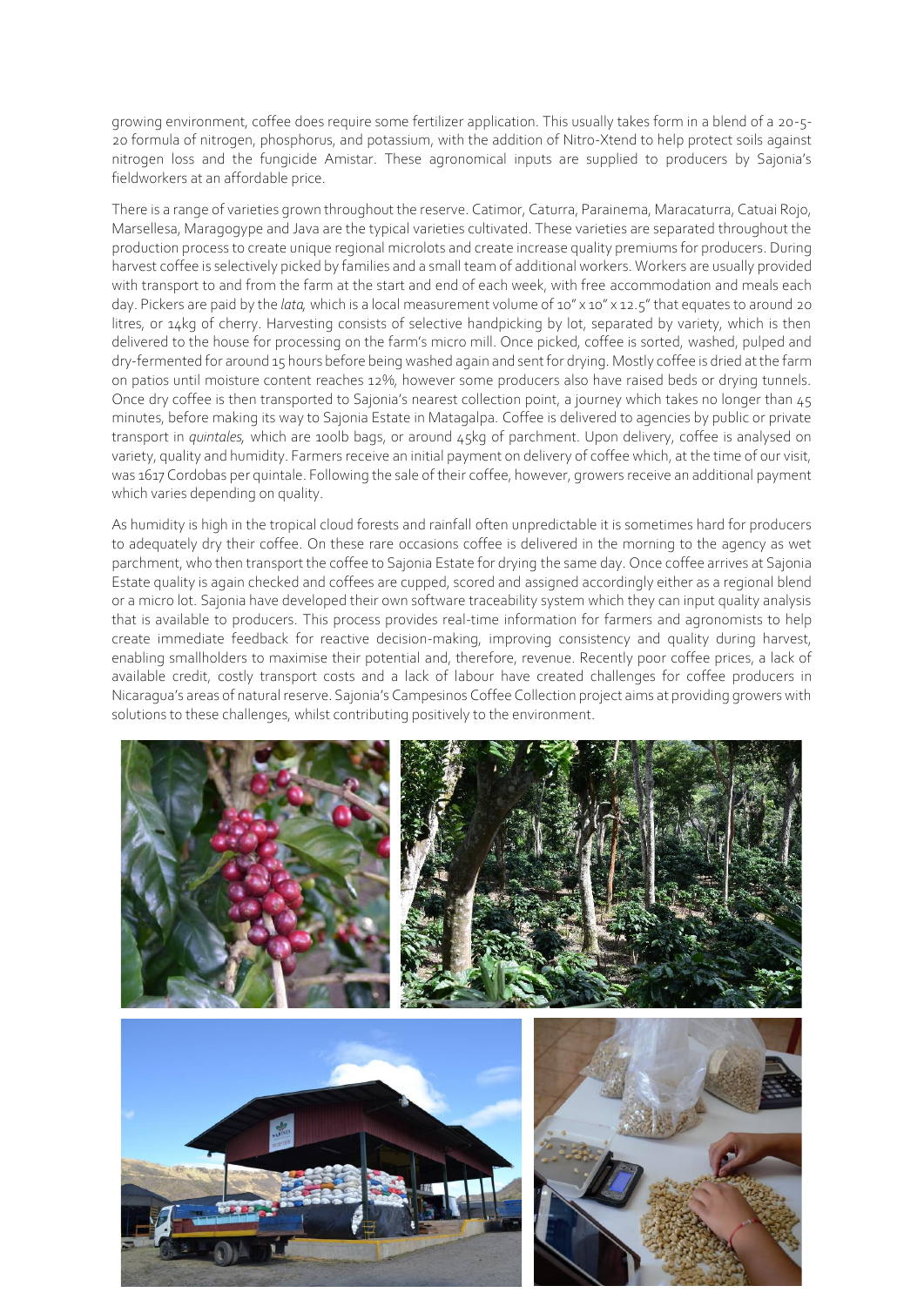growing environment, coffee does require some fertilizer application. This usually takes form in a blend of a 20-5-20 formula of nitrogen, phosphorus, and potassium, with the addition of Nitro-Xtend to help protect soils against nitrogen loss and the fungicide Amistar. These agronomical inputs are supplied to producers by Sajonia's fieldworkers at an affordable price.

There is a range of varieties grown throughout the reserve. Catimor, Caturra, Parainema, Maracaturra, Catuai Rojo, Marsellesa, Maragogype and Java are the typical varieties cultivated. These varieties are separated throughout the production process to create unique regional microlots and create increase quality premiums for producers. During harvest coffee is selectively picked by families and a small team of additional workers. Workers are usually provided with transport to and from the farm at the start and end of each week, with free accommodation and meals each day. Pickers are paid by the *lata,* which is a local measurement volume of 10" x 10" x 12.5" that equates to around 20 litres, or 14kg of cherry. Harvesting consists of selective handpicking by lot, separated by variety, which is then delivered to the house for processing on the farm's micro mill. Once picked, coffee is sorted, washed, pulped and dry-fermented for around 15 hours before being washed again and sent for drying. Mostly coffee is dried at the farm on patios until moisture content reaches 12%, however some producers also have raised beds or drying tunnels. Once dry coffee is then transported to Sajonia's nearest collection point, a journey which takes no longer than 45 minutes, before making its way to Sajonia Estate in Matagalpa. Coffee is delivered to agencies by public or private transport in *quintales,* which are 100lb bags, or around 45kg of parchment. Upon delivery, coffee is analysed on variety, quality and humidity. Farmers receive an initial payment on delivery of coffee which, at the time of our visit, was 1617 Cordobas per quintale. Following the sale of their coffee, however, growers receive an additional payment which varies depending on quality.

As humidity is high in the tropical cloud forests and rainfall often unpredictable it is sometimes hard for producers to adequately dry their coffee. On these rare occasions coffee is delivered in the morning to the agency as wet parchment, who then transport the coffee to Sajonia Estate for drying the same day. Once coffee arrives at Sajonia Estate quality is again checked and coffees are cupped, scored and assigned accordingly either as a regional blend or a micro lot. Sajonia have developed their own software traceability system which they can input quality analysis that is available to producers. This process provides real-time information for farmers and agronomists to help create immediate feedback for reactive decision-making, improving consistency and quality during harvest, enabling smallholders to maximise their potential and, therefore, revenue. Recently poor coffee prices, a lack of available credit, costly transport costs and a lack of labour have created challenges for coffee producers in Nicaragua's areas of natural reserve. Sajonia's Campesinos Coffee Collection project aims at providing growers with solutions to these challenges, whilst contributing positively to the environment.